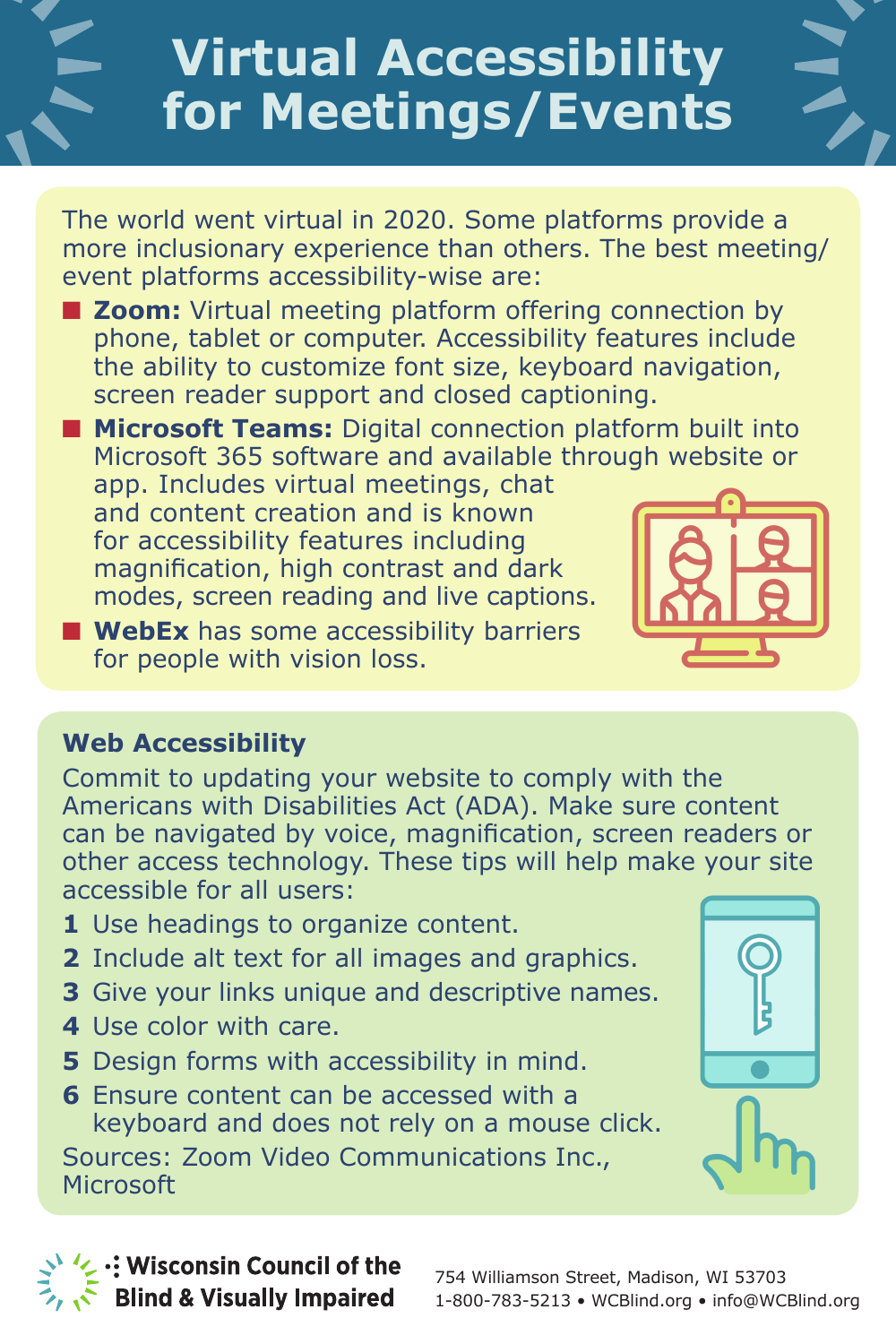# Virtual Accessibility for Meetings/Events

The world went virtual in 2020. Some platforms provide a more inclusionary experience than others. The best meeting/event platforms accessibility-wise are:

- **Zoom:** Virtual meeting platform offering connection by phone, tablet or computer. Accessibility features include the ability to customize font size, keyboard navigation, screen reader support and closed captioning.
- **Microsoft Teams:** Digital connection platform built into Microsoft 365 software and available through website or app. Includes virtual meetings, chat and content creation and is known for accessibility features including magnification, high contrast and dark modes, screen reading and live captions.
- **WebEx** has some accessibility barriers for people with vision loss.

## Web Accessibility

Commit to updating your website to comply with the Americans with Disabilities Act (ADA). Make sure content can be navigated by voice, magnification, screen readers or other access technology. These tips will help make your site accessible for all users:

1. Use headings to organize content.
2. Include alt text for all images and graphics.
3. Give your links unique and descriptive names.
4. Use color with care.
5. Design forms with accessibility in mind.
6. Ensure content can be accessed with a keyboard and does not rely on a mouse click.

Sources: Zoom Video Communications Inc., Microsoft

**Wisconsin Council of the Blind & Visually Impaired**

754 Williamson Street, Madison, WI 53703
1-800-783-5213 • WCBlind.org • info@WCBlind.org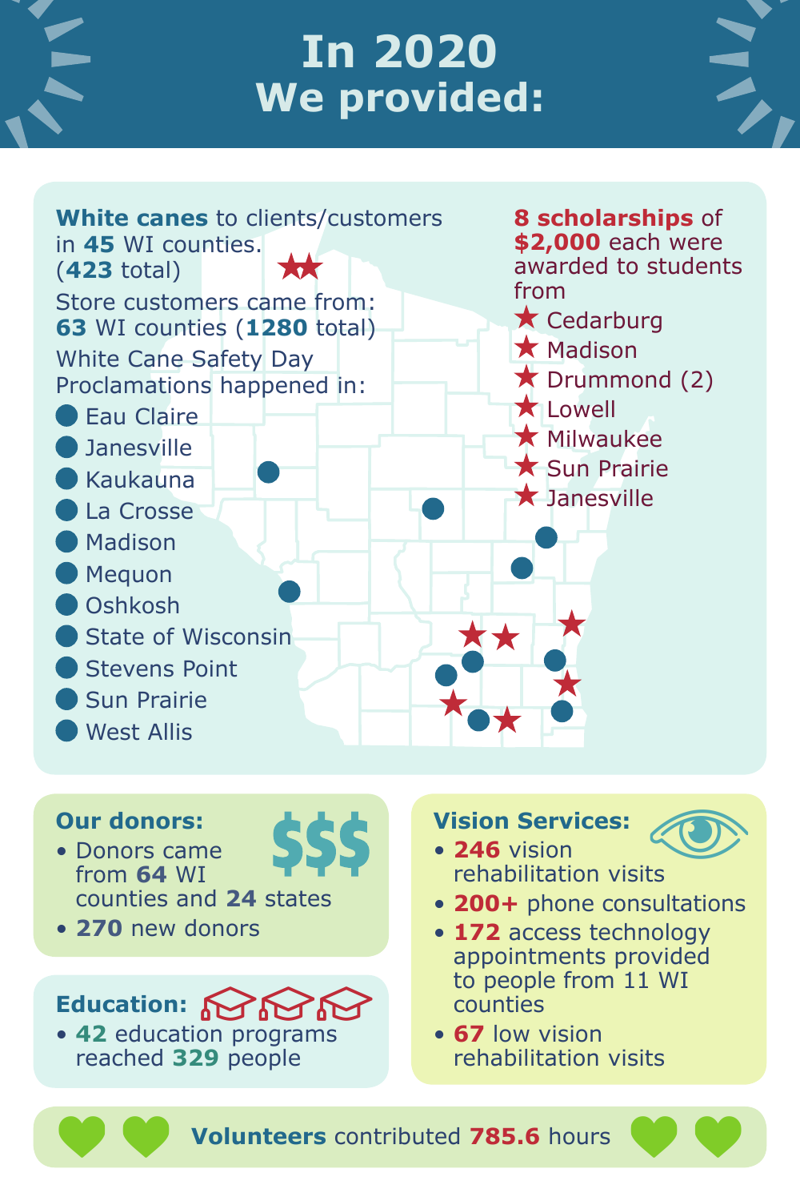# In 2020 We provided:

**White canes** to clients/customers in **45** WI counties. (**423** total)

Store customers came from: **63** WI counties (**1280** total)

White Cane Safety Day Proclamations happened in:

- Eau Claire
- Janesville
- Kaukauna
- La Crosse
- Madison
- Mequon
- Oshkosh
- State of Wisconsin
- Stevens Point
- Sun Prairie
- West Allis

**8 scholarships** of **$2,000** each were awarded to students from

- Cedarburg
- Madison
- Drummond (2)
- Lowell
- Milwaukee
- Sun Prairie
- Janesville

**Our donors:**

- Donors came from **64** WI counties and **24** states
- **270** new donors

**Education:**

- **42** education programs reached **329** people

**Vision Services:**

- **246** vision rehabilitation visits
- **200+** phone consultations
- **172** access technology appointments provided to people from 11 WI counties
- **67** low vision rehabilitation visits

**Volunteers** contributed **785.6** hours